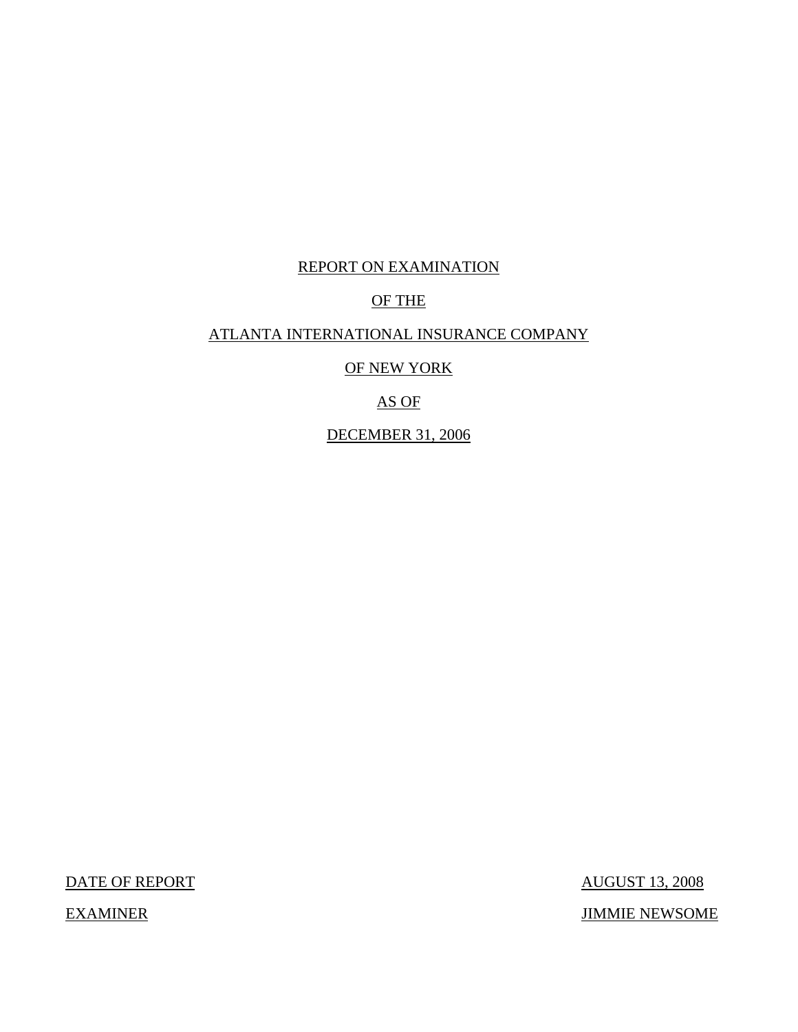# REPORT ON EXAMINATION

# OF THE

# ATLANTA INTERNATIONAL INSURANCE COMPANY

# OF NEW YORK

# AS OF

# DECEMBER 31, 2006

| | |
|---|---|
| DATE OF REPORT | AUGUST 13, 2008 |
| EXAMINER | JIMMIE NEWSOME |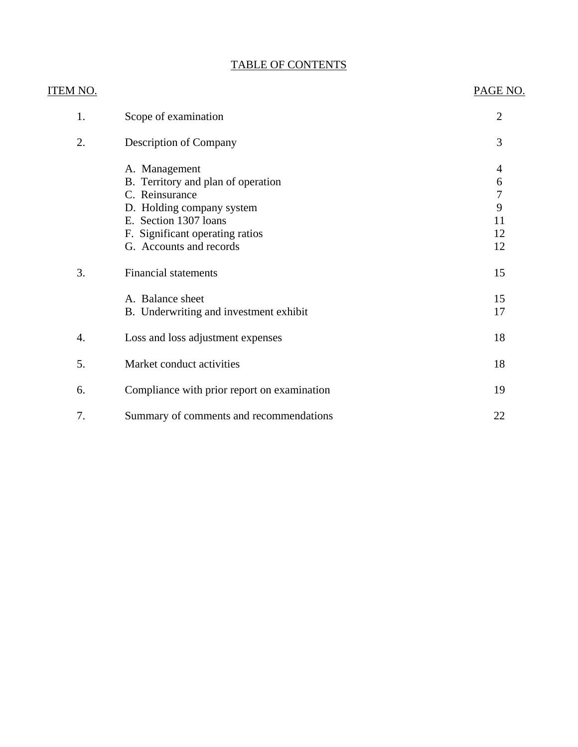## TABLE OF CONTENTS

| ITEM NO. | | PAGE NO. |
|---|---|---|
| 1. | Scope of examination | 2 |
| 2. | Description of Company | 3 |
| | A. Management | 4 |
| | B. Territory and plan of operation | 6 |
| | C. Reinsurance | 7 |
| | D. Holding company system | 9 |
| | E. Section 1307 loans | 11 |
| | F. Significant operating ratios | 12 |
| | G. Accounts and records | 12 |
| 3. | Financial statements | 15 |
| | A. Balance sheet | 15 |
| | B. Underwriting and investment exhibit | 17 |
| 4. | Loss and loss adjustment expenses | 18 |
| 5. | Market conduct activities | 18 |
| 6. | Compliance with prior report on examination | 19 |
| 7. | Summary of comments and recommendations | 22 |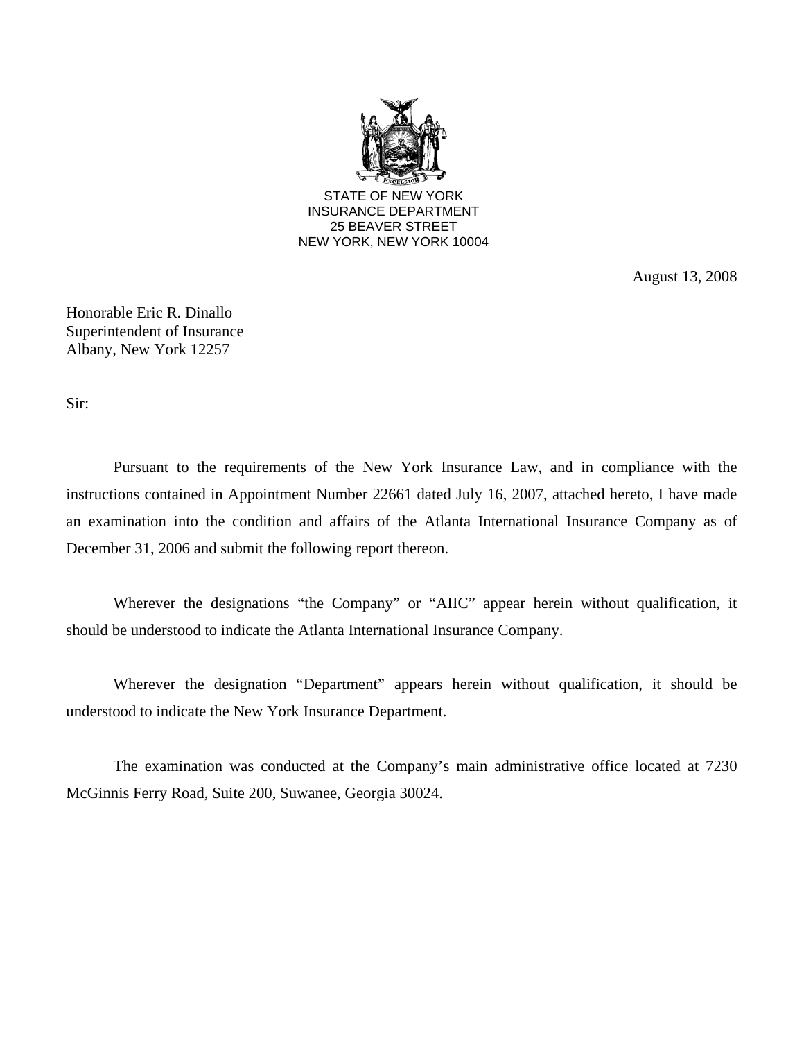STATE OF NEW YORK
INSURANCE DEPARTMENT
25 BEAVER STREET
NEW YORK, NEW YORK 10004

August 13, 2008

Honorable Eric R. Dinallo
Superintendent of Insurance
Albany, New York 12257

Sir:

Pursuant to the requirements of the New York Insurance Law, and in compliance with the instructions contained in Appointment Number 22661 dated July 16, 2007, attached hereto, I have made an examination into the condition and affairs of the Atlanta International Insurance Company as of December 31, 2006 and submit the following report thereon.

Wherever the designations "the Company" or "AIIC" appear herein without qualification, it should be understood to indicate the Atlanta International Insurance Company.

Wherever the designation "Department" appears herein without qualification, it should be understood to indicate the New York Insurance Department.

The examination was conducted at the Company's main administrative office located at 7230 McGinnis Ferry Road, Suite 200, Suwanee, Georgia 30024.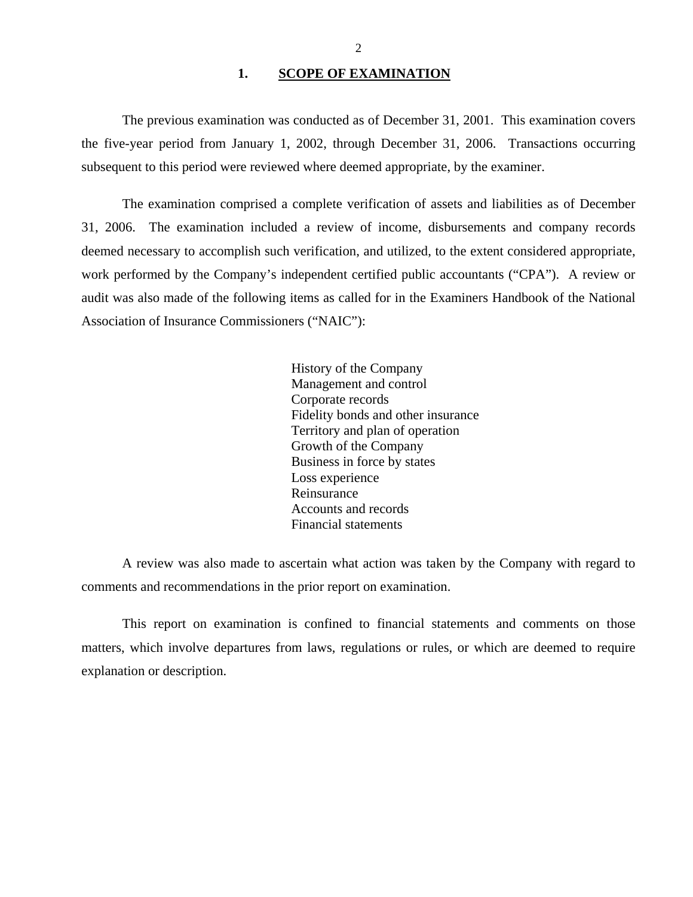## 1. SCOPE OF EXAMINATION

The previous examination was conducted as of December 31, 2001. This examination covers the five-year period from January 1, 2002, through December 31, 2006. Transactions occurring subsequent to this period were reviewed where deemed appropriate, by the examiner.

The examination comprised a complete verification of assets and liabilities as of December 31, 2006. The examination included a review of income, disbursements and company records deemed necessary to accomplish such verification, and utilized, to the extent considered appropriate, work performed by the Company's independent certified public accountants ("CPA"). A review or audit was also made of the following items as called for in the Examiners Handbook of the National Association of Insurance Commissioners ("NAIC"):

- History of the Company
- Management and control
- Corporate records
- Fidelity bonds and other insurance
- Territory and plan of operation
- Growth of the Company
- Business in force by states
- Loss experience
- Reinsurance
- Accounts and records
- Financial statements

A review was also made to ascertain what action was taken by the Company with regard to comments and recommendations in the prior report on examination.

This report on examination is confined to financial statements and comments on those matters, which involve departures from laws, regulations or rules, or which are deemed to require explanation or description.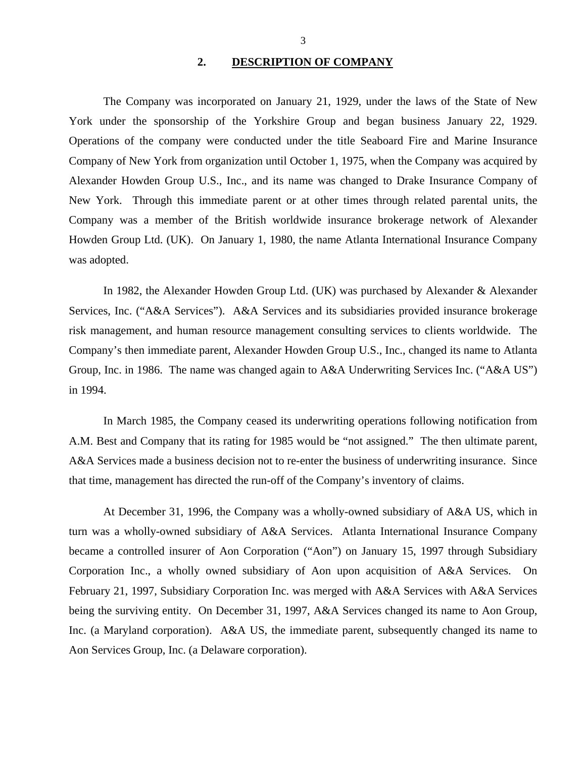## 2. DESCRIPTION OF COMPANY

The Company was incorporated on January 21, 1929, under the laws of the State of New York under the sponsorship of the Yorkshire Group and began business January 22, 1929. Operations of the company were conducted under the title Seaboard Fire and Marine Insurance Company of New York from organization until October 1, 1975, when the Company was acquired by Alexander Howden Group U.S., Inc., and its name was changed to Drake Insurance Company of New York. Through this immediate parent or at other times through related parental units, the Company was a member of the British worldwide insurance brokerage network of Alexander Howden Group Ltd. (UK). On January 1, 1980, the name Atlanta International Insurance Company was adopted.

In 1982, the Alexander Howden Group Ltd. (UK) was purchased by Alexander & Alexander Services, Inc. ("A&A Services"). A&A Services and its subsidiaries provided insurance brokerage risk management, and human resource management consulting services to clients worldwide. The Company's then immediate parent, Alexander Howden Group U.S., Inc., changed its name to Atlanta Group, Inc. in 1986. The name was changed again to A&A Underwriting Services Inc. ("A&A US") in 1994.

In March 1985, the Company ceased its underwriting operations following notification from A.M. Best and Company that its rating for 1985 would be "not assigned." The then ultimate parent, A&A Services made a business decision not to re-enter the business of underwriting insurance. Since that time, management has directed the run-off of the Company's inventory of claims.

At December 31, 1996, the Company was a wholly-owned subsidiary of A&A US, which in turn was a wholly-owned subsidiary of A&A Services. Atlanta International Insurance Company became a controlled insurer of Aon Corporation ("Aon") on January 15, 1997 through Subsidiary Corporation Inc., a wholly owned subsidiary of Aon upon acquisition of A&A Services. On February 21, 1997, Subsidiary Corporation Inc. was merged with A&A Services with A&A Services being the surviving entity. On December 31, 1997, A&A Services changed its name to Aon Group, Inc. (a Maryland corporation). A&A US, the immediate parent, subsequently changed its name to Aon Services Group, Inc. (a Delaware corporation).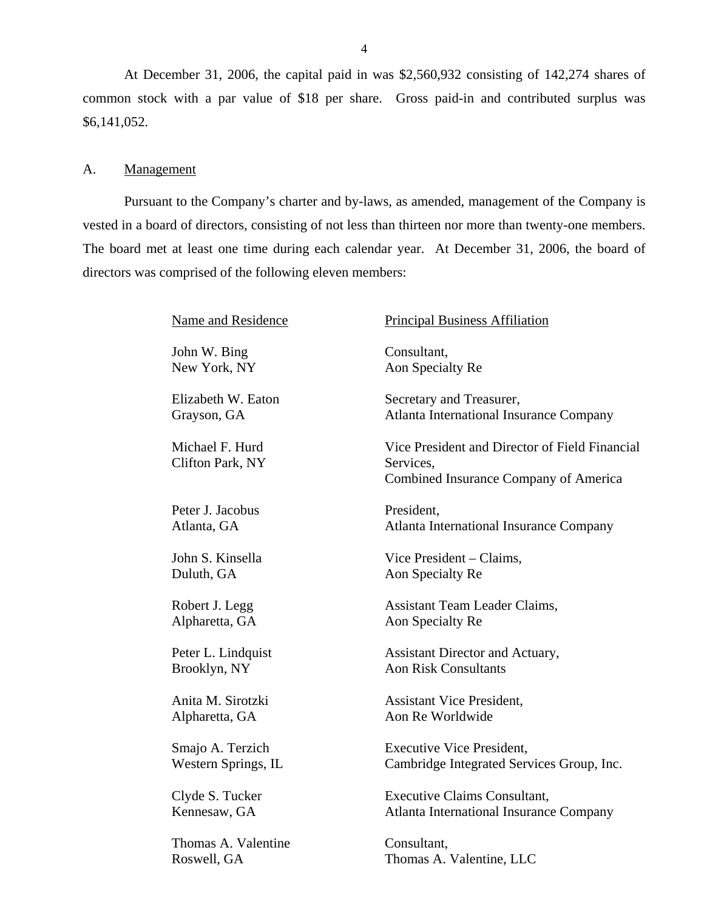At December 31, 2006, the capital paid in was $2,560,932 consisting of 142,274 shares of common stock with a par value of $18 per share. Gross paid-in and contributed surplus was $6,141,052.

## A. Management

Pursuant to the Company's charter and by-laws, as amended, management of the Company is vested in a board of directors, consisting of not less than thirteen nor more than twenty-one members. The board met at least one time during each calendar year. At December 31, 2006, the board of directors was comprised of the following eleven members:

| Name and Residence | Principal Business Affiliation |
|---|---|
| John W. Bing<br>New York, NY | Consultant,<br>Aon Specialty Re |
| Elizabeth W. Eaton<br>Grayson, GA | Secretary and Treasurer,<br>Atlanta International Insurance Company |
| Michael F. Hurd<br>Clifton Park, NY | Vice President and Director of Field Financial Services,<br>Combined Insurance Company of America |
| Peter J. Jacobus<br>Atlanta, GA | President,<br>Atlanta International Insurance Company |
| John S. Kinsella<br>Duluth, GA | Vice President – Claims,<br>Aon Specialty Re |
| Robert J. Legg<br>Alpharetta, GA | Assistant Team Leader Claims,<br>Aon Specialty Re |
| Peter L. Lindquist<br>Brooklyn, NY | Assistant Director and Actuary,<br>Aon Risk Consultants |
| Anita M. Sirotzki<br>Alpharetta, GA | Assistant Vice President,<br>Aon Re Worldwide |
| Smajo A. Terzich<br>Western Springs, IL | Executive Vice President,<br>Cambridge Integrated Services Group, Inc. |
| Clyde S. Tucker<br>Kennesaw, GA | Executive Claims Consultant,<br>Atlanta International Insurance Company |
| Thomas A. Valentine<br>Roswell, GA | Consultant,<br>Thomas A. Valentine, LLC |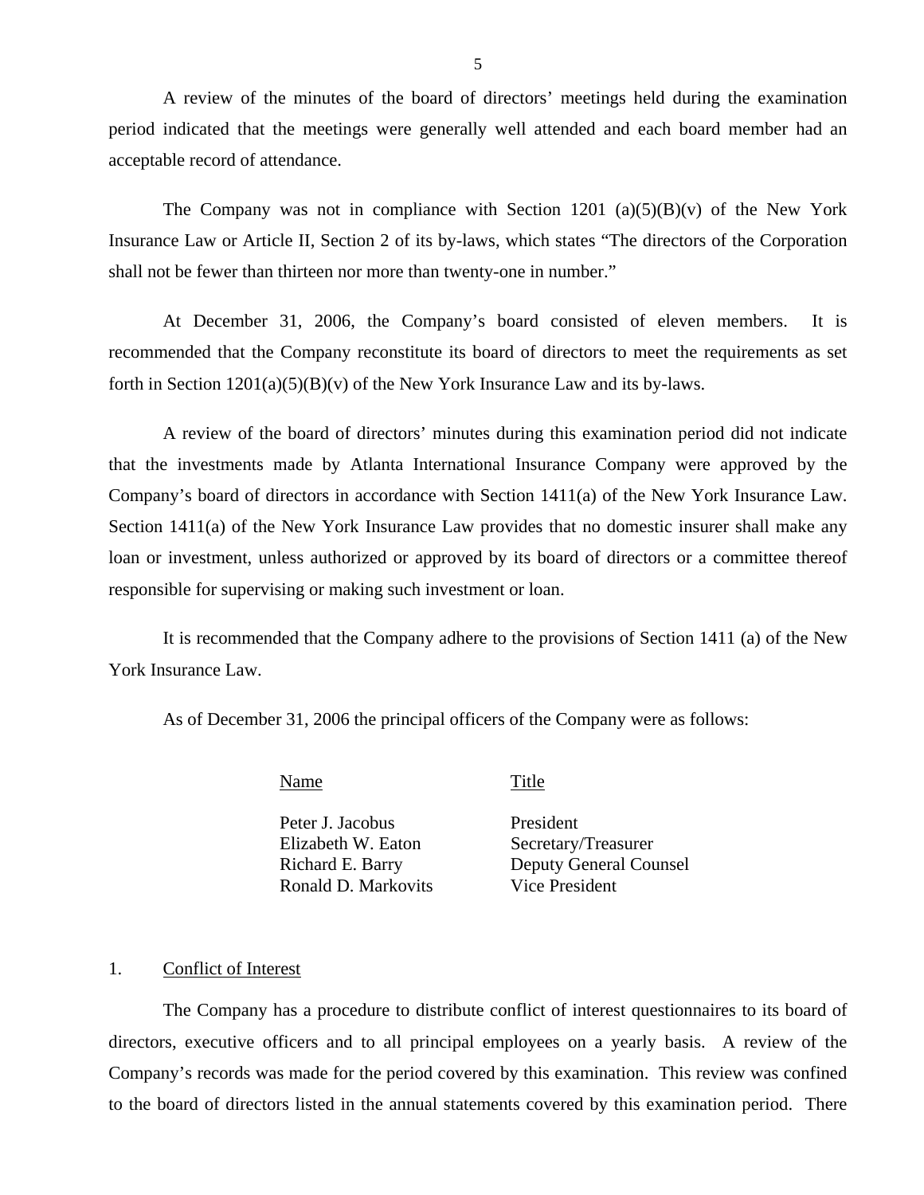A review of the minutes of the board of directors' meetings held during the examination period indicated that the meetings were generally well attended and each board member had an acceptable record of attendance.

The Company was not in compliance with Section 1201 (a)(5)(B)(v) of the New York Insurance Law or Article II, Section 2 of its by-laws, which states "The directors of the Corporation shall not be fewer than thirteen nor more than twenty-one in number."

At December 31, 2006, the Company's board consisted of eleven members. It is recommended that the Company reconstitute its board of directors to meet the requirements as set forth in Section 1201(a)(5)(B)(v) of the New York Insurance Law and its by-laws.

A review of the board of directors' minutes during this examination period did not indicate that the investments made by Atlanta International Insurance Company were approved by the Company's board of directors in accordance with Section 1411(a) of the New York Insurance Law. Section 1411(a) of the New York Insurance Law provides that no domestic insurer shall make any loan or investment, unless authorized or approved by its board of directors or a committee thereof responsible for supervising or making such investment or loan.

It is recommended that the Company adhere to the provisions of Section 1411 (a) of the New York Insurance Law.

As of December 31, 2006 the principal officers of the Company were as follows:

| Name | Title |
|---|---|
| Peter J. Jacobus | President |
| Elizabeth W. Eaton | Secretary/Treasurer |
| Richard E. Barry | Deputy General Counsel |
| Ronald D. Markovits | Vice President |

1. Conflict of Interest

The Company has a procedure to distribute conflict of interest questionnaires to its board of directors, executive officers and to all principal employees on a yearly basis. A review of the Company's records was made for the period covered by this examination. This review was confined to the board of directors listed in the annual statements covered by this examination period. There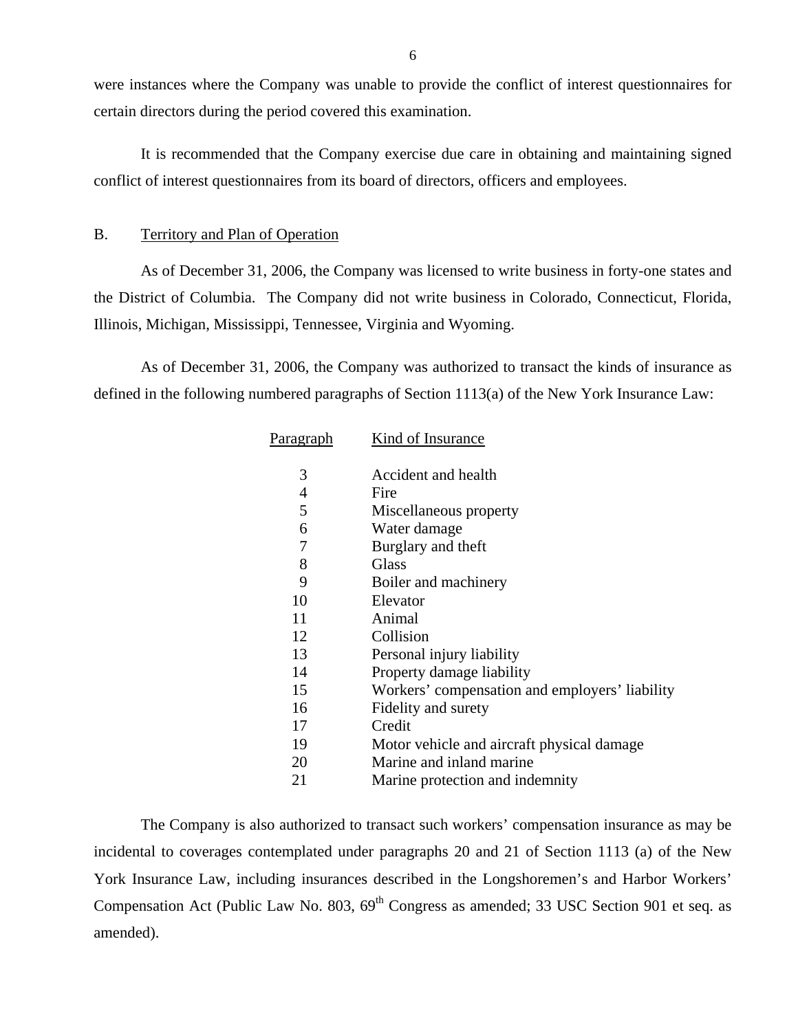were instances where the Company was unable to provide the conflict of interest questionnaires for certain directors during the period covered this examination.

It is recommended that the Company exercise due care in obtaining and maintaining signed conflict of interest questionnaires from its board of directors, officers and employees.

## B. Territory and Plan of Operation

As of December 31, 2006, the Company was licensed to write business in forty-one states and the District of Columbia. The Company did not write business in Colorado, Connecticut, Florida, Illinois, Michigan, Mississippi, Tennessee, Virginia and Wyoming.

As of December 31, 2006, the Company was authorized to transact the kinds of insurance as defined in the following numbered paragraphs of Section 1113(a) of the New York Insurance Law:

| Paragraph | Kind of Insurance |
|---|---|
| 3 | Accident and health |
| 4 | Fire |
| 5 | Miscellaneous property |
| 6 | Water damage |
| 7 | Burglary and theft |
| 8 | Glass |
| 9 | Boiler and machinery |
| 10 | Elevator |
| 11 | Animal |
| 12 | Collision |
| 13 | Personal injury liability |
| 14 | Property damage liability |
| 15 | Workers' compensation and employers' liability |
| 16 | Fidelity and surety |
| 17 | Credit |
| 19 | Motor vehicle and aircraft physical damage |
| 20 | Marine and inland marine |
| 21 | Marine protection and indemnity |

The Company is also authorized to transact such workers' compensation insurance as may be incidental to coverages contemplated under paragraphs 20 and 21 of Section 1113 (a) of the New York Insurance Law, including insurances described in the Longshoremen's and Harbor Workers' Compensation Act (Public Law No. 803, 69th Congress as amended; 33 USC Section 901 et seq. as amended).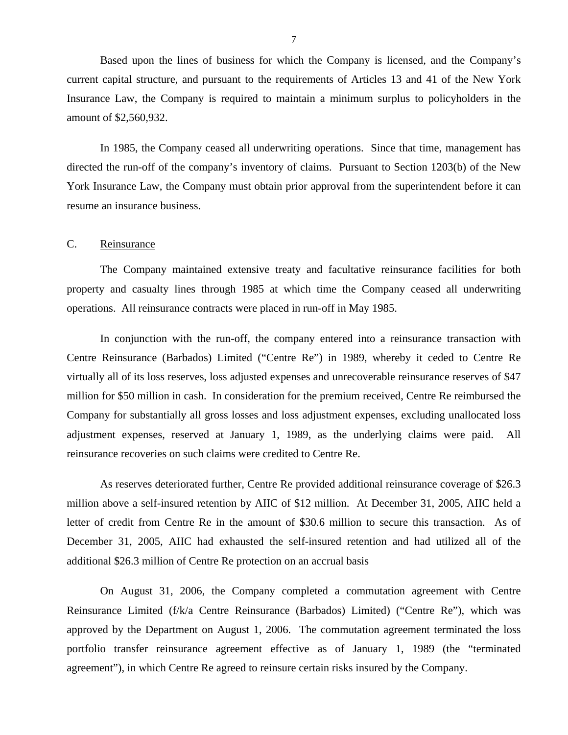Based upon the lines of business for which the Company is licensed, and the Company's current capital structure, and pursuant to the requirements of Articles 13 and 41 of the New York Insurance Law, the Company is required to maintain a minimum surplus to policyholders in the amount of $2,560,932.

In 1985, the Company ceased all underwriting operations. Since that time, management has directed the run-off of the company's inventory of claims. Pursuant to Section 1203(b) of the New York Insurance Law, the Company must obtain prior approval from the superintendent before it can resume an insurance business.

C. Reinsurance

The Company maintained extensive treaty and facultative reinsurance facilities for both property and casualty lines through 1985 at which time the Company ceased all underwriting operations. All reinsurance contracts were placed in run-off in May 1985.

In conjunction with the run-off, the company entered into a reinsurance transaction with Centre Reinsurance (Barbados) Limited ("Centre Re") in 1989, whereby it ceded to Centre Re virtually all of its loss reserves, loss adjusted expenses and unrecoverable reinsurance reserves of $47 million for $50 million in cash. In consideration for the premium received, Centre Re reimbursed the Company for substantially all gross losses and loss adjustment expenses, excluding unallocated loss adjustment expenses, reserved at January 1, 1989, as the underlying claims were paid. All reinsurance recoveries on such claims were credited to Centre Re.

As reserves deteriorated further, Centre Re provided additional reinsurance coverage of $26.3 million above a self-insured retention by AIIC of $12 million. At December 31, 2005, AIIC held a letter of credit from Centre Re in the amount of $30.6 million to secure this transaction. As of December 31, 2005, AIIC had exhausted the self-insured retention and had utilized all of the additional $26.3 million of Centre Re protection on an accrual basis

On August 31, 2006, the Company completed a commutation agreement with Centre Reinsurance Limited (f/k/a Centre Reinsurance (Barbados) Limited) ("Centre Re"), which was approved by the Department on August 1, 2006. The commutation agreement terminated the loss portfolio transfer reinsurance agreement effective as of January 1, 1989 (the "terminated agreement"), in which Centre Re agreed to reinsure certain risks insured by the Company.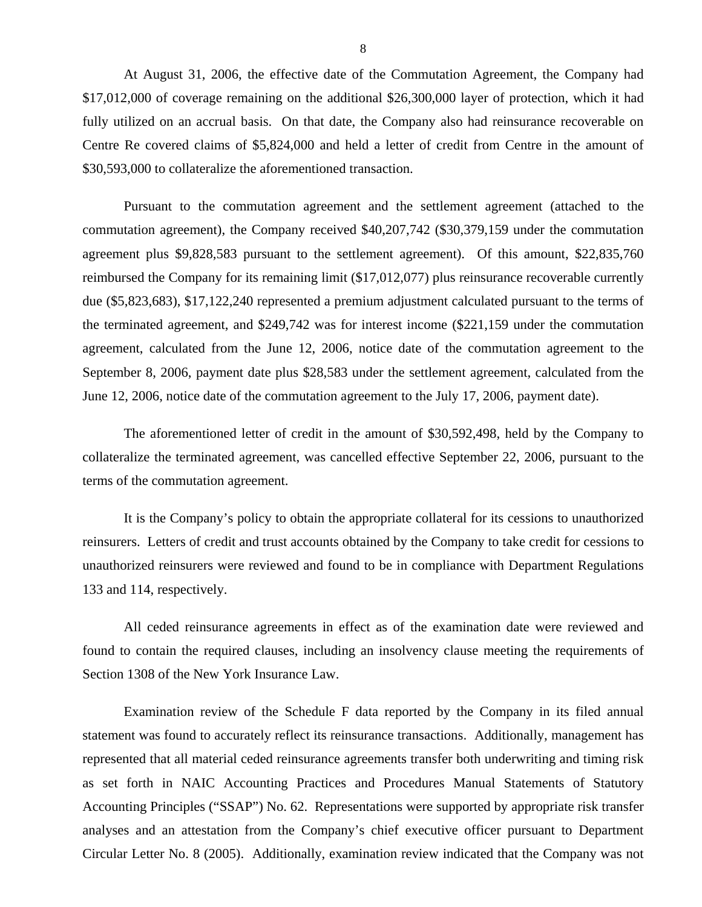At August 31, 2006, the effective date of the Commutation Agreement, the Company had $17,012,000 of coverage remaining on the additional $26,300,000 layer of protection, which it had fully utilized on an accrual basis. On that date, the Company also had reinsurance recoverable on Centre Re covered claims of $5,824,000 and held a letter of credit from Centre in the amount of $30,593,000 to collateralize the aforementioned transaction.

Pursuant to the commutation agreement and the settlement agreement (attached to the commutation agreement), the Company received $40,207,742 ($30,379,159 under the commutation agreement plus $9,828,583 pursuant to the settlement agreement). Of this amount, $22,835,760 reimbursed the Company for its remaining limit ($17,012,077) plus reinsurance recoverable currently due ($5,823,683), $17,122,240 represented a premium adjustment calculated pursuant to the terms of the terminated agreement, and $249,742 was for interest income ($221,159 under the commutation agreement, calculated from the June 12, 2006, notice date of the commutation agreement to the September 8, 2006, payment date plus $28,583 under the settlement agreement, calculated from the June 12, 2006, notice date of the commutation agreement to the July 17, 2006, payment date).

The aforementioned letter of credit in the amount of $30,592,498, held by the Company to collateralize the terminated agreement, was cancelled effective September 22, 2006, pursuant to the terms of the commutation agreement.

It is the Company's policy to obtain the appropriate collateral for its cessions to unauthorized reinsurers. Letters of credit and trust accounts obtained by the Company to take credit for cessions to unauthorized reinsurers were reviewed and found to be in compliance with Department Regulations 133 and 114, respectively.

All ceded reinsurance agreements in effect as of the examination date were reviewed and found to contain the required clauses, including an insolvency clause meeting the requirements of Section 1308 of the New York Insurance Law.

Examination review of the Schedule F data reported by the Company in its filed annual statement was found to accurately reflect its reinsurance transactions. Additionally, management has represented that all material ceded reinsurance agreements transfer both underwriting and timing risk as set forth in NAIC Accounting Practices and Procedures Manual Statements of Statutory Accounting Principles ("SSAP") No. 62. Representations were supported by appropriate risk transfer analyses and an attestation from the Company's chief executive officer pursuant to Department Circular Letter No. 8 (2005). Additionally, examination review indicated that the Company was not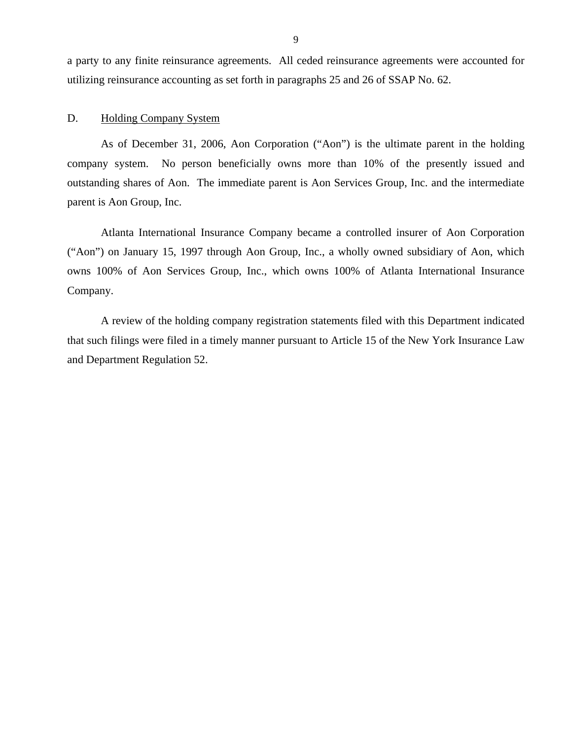a party to any finite reinsurance agreements. All ceded reinsurance agreements were accounted for utilizing reinsurance accounting as set forth in paragraphs 25 and 26 of SSAP No. 62.

## D. Holding Company System

As of December 31, 2006, Aon Corporation ("Aon") is the ultimate parent in the holding company system. No person beneficially owns more than 10% of the presently issued and outstanding shares of Aon. The immediate parent is Aon Services Group, Inc. and the intermediate parent is Aon Group, Inc.

Atlanta International Insurance Company became a controlled insurer of Aon Corporation ("Aon") on January 15, 1997 through Aon Group, Inc., a wholly owned subsidiary of Aon, which owns 100% of Aon Services Group, Inc., which owns 100% of Atlanta International Insurance Company.

A review of the holding company registration statements filed with this Department indicated that such filings were filed in a timely manner pursuant to Article 15 of the New York Insurance Law and Department Regulation 52.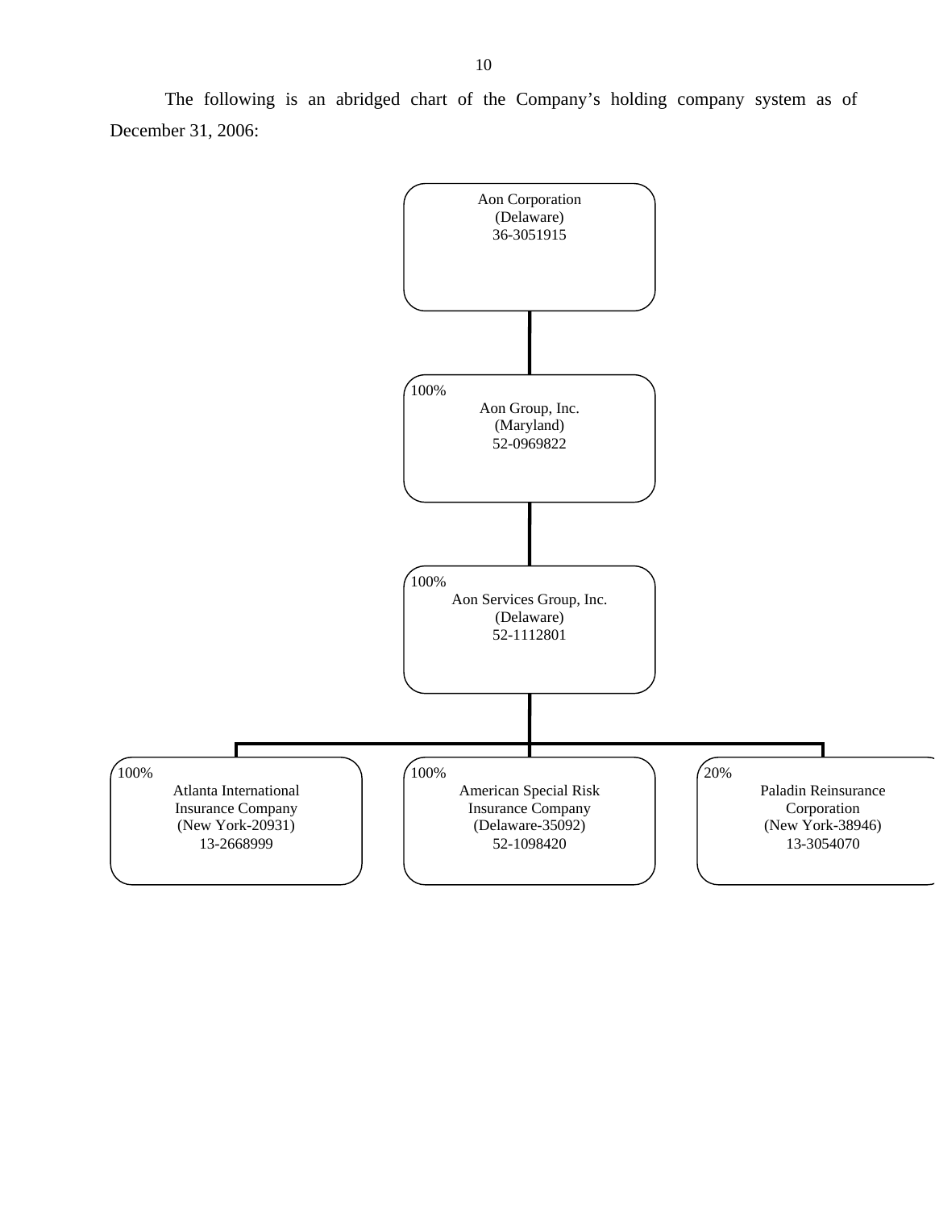The following is an abridged chart of the Company's holding company system as of December 31, 2006:

Aon Corporation
(Delaware)
36-3051915

100%
Aon Group, Inc.
(Maryland)
52-0969822

100%
Aon Services Group, Inc.
(Delaware)
52-1112801

100%
Atlanta International Insurance Company
(New York-20931)
13-2668999

100%
American Special Risk Insurance Company
(Delaware-35092)
52-1098420

20%
Paladin Reinsurance Corporation
(New York-38946)
13-3054070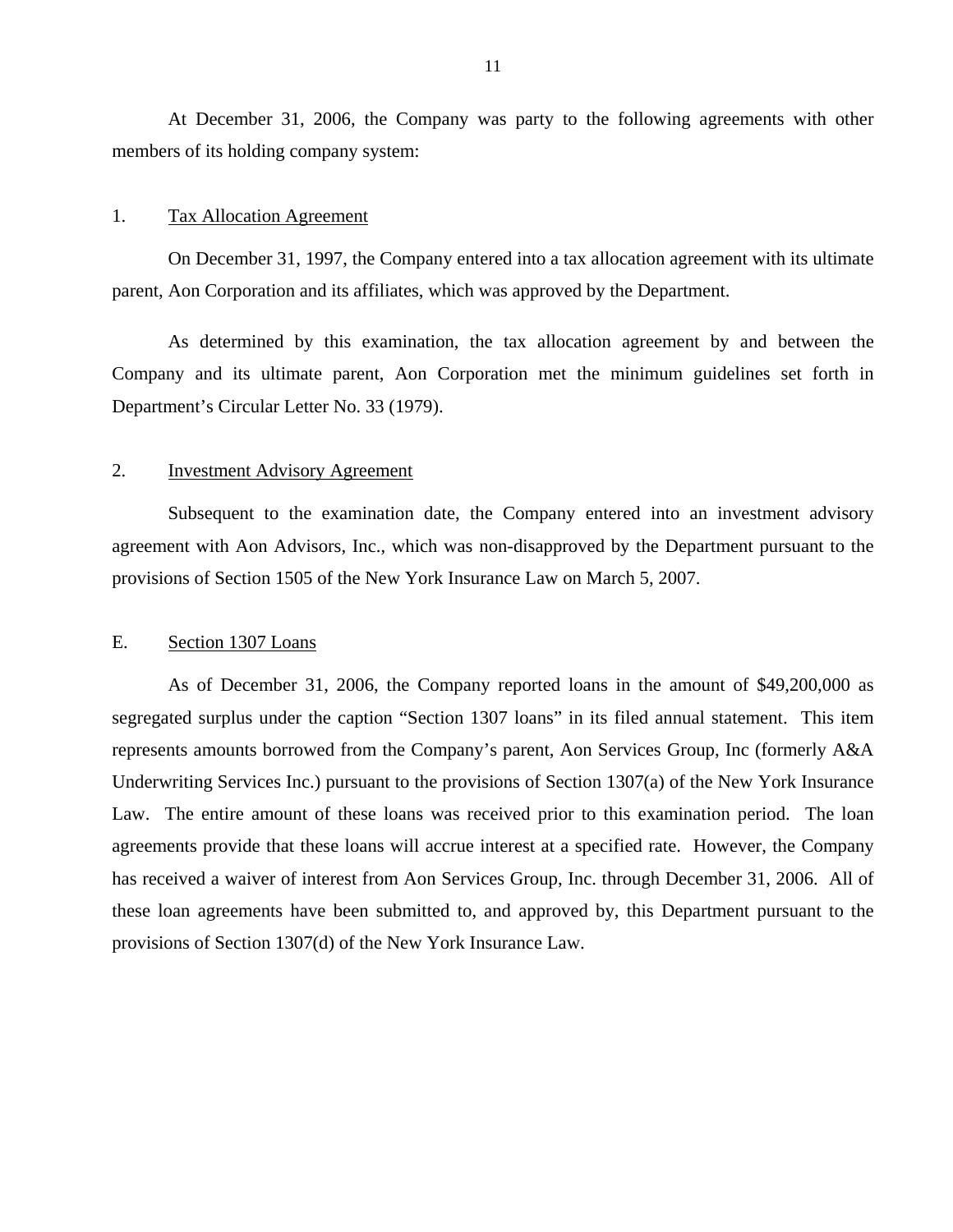At December 31, 2006, the Company was party to the following agreements with other members of its holding company system:

1. Tax Allocation Agreement

On December 31, 1997, the Company entered into a tax allocation agreement with its ultimate parent, Aon Corporation and its affiliates, which was approved by the Department.

As determined by this examination, the tax allocation agreement by and between the Company and its ultimate parent, Aon Corporation met the minimum guidelines set forth in Department's Circular Letter No. 33 (1979).

2. Investment Advisory Agreement

Subsequent to the examination date, the Company entered into an investment advisory agreement with Aon Advisors, Inc., which was non-disapproved by the Department pursuant to the provisions of Section 1505 of the New York Insurance Law on March 5, 2007.

## E. Section 1307 Loans

As of December 31, 2006, the Company reported loans in the amount of $49,200,000 as segregated surplus under the caption "Section 1307 loans" in its filed annual statement. This item represents amounts borrowed from the Company's parent, Aon Services Group, Inc (formerly A&A Underwriting Services Inc.) pursuant to the provisions of Section 1307(a) of the New York Insurance Law. The entire amount of these loans was received prior to this examination period. The loan agreements provide that these loans will accrue interest at a specified rate. However, the Company has received a waiver of interest from Aon Services Group, Inc. through December 31, 2006. All of these loan agreements have been submitted to, and approved by, this Department pursuant to the provisions of Section 1307(d) of the New York Insurance Law.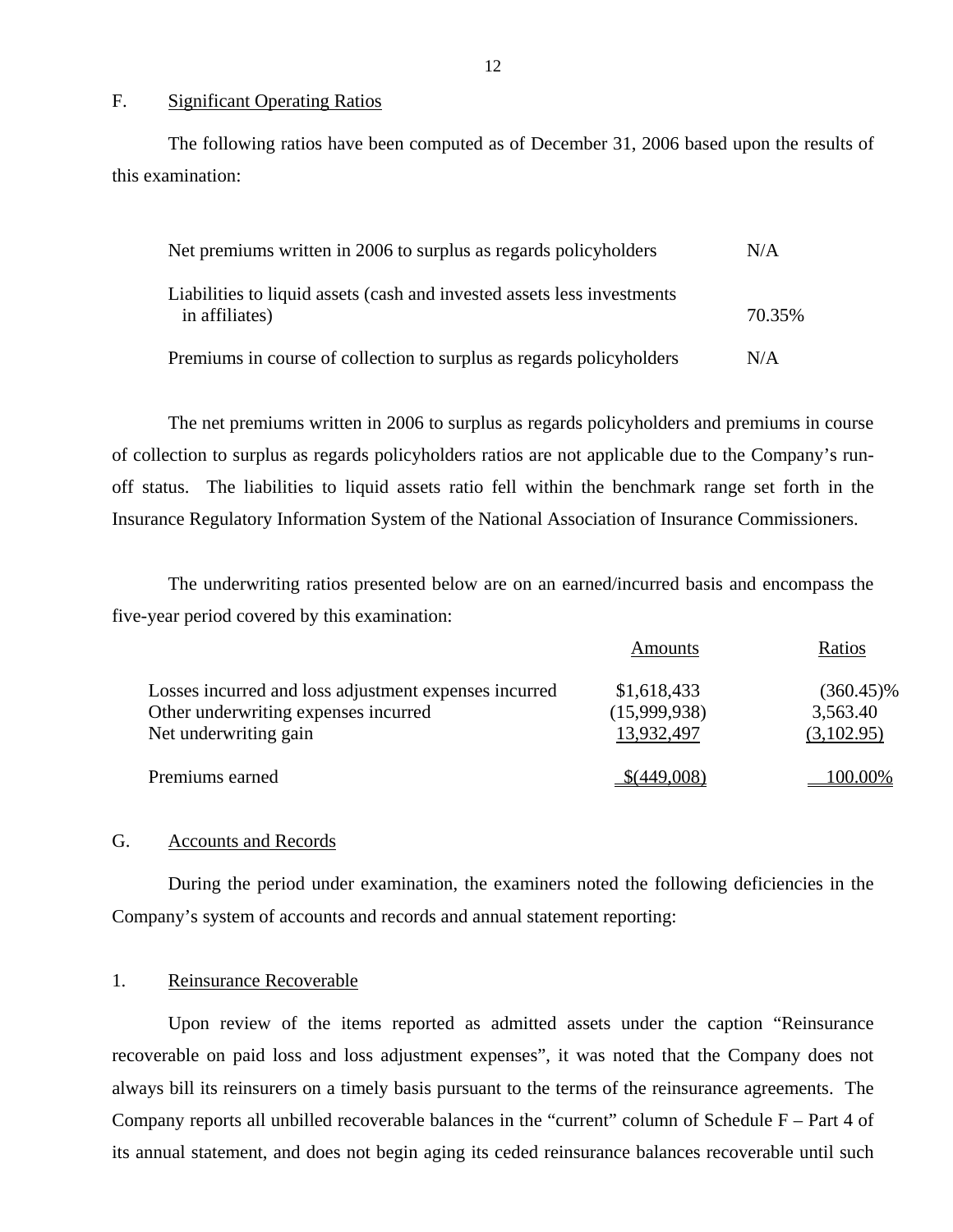## F. Significant Operating Ratios

The following ratios have been computed as of December 31, 2006 based upon the results of this examination:

| | |
|---|---|
| Net premiums written in 2006 to surplus as regards policyholders | N/A |
| Liabilities to liquid assets (cash and invested assets less investments in affiliates) | 70.35% |
| Premiums in course of collection to surplus as regards policyholders | N/A |

The net premiums written in 2006 to surplus as regards policyholders and premiums in course of collection to surplus as regards policyholders ratios are not applicable due to the Company's run-off status. The liabilities to liquid assets ratio fell within the benchmark range set forth in the Insurance Regulatory Information System of the National Association of Insurance Commissioners.

The underwriting ratios presented below are on an earned/incurred basis and encompass the five-year period covered by this examination:

| | Amounts | Ratios |
|---|---|---|
| Losses incurred and loss adjustment expenses incurred | $1,618,433 | (360.45)% |
| Other underwriting expenses incurred | (15,999,938) | 3,563.40 |
| Net underwriting gain | 13,932,497 | (3,102.95) |
| Premiums earned | $(449,008) | 100.00% |

## G. Accounts and Records

During the period under examination, the examiners noted the following deficiencies in the Company's system of accounts and records and annual statement reporting:

### 1. Reinsurance Recoverable

Upon review of the items reported as admitted assets under the caption "Reinsurance recoverable on paid loss and loss adjustment expenses", it was noted that the Company does not always bill its reinsurers on a timely basis pursuant to the terms of the reinsurance agreements. The Company reports all unbilled recoverable balances in the "current" column of Schedule F – Part 4 of its annual statement, and does not begin aging its ceded reinsurance balances recoverable until such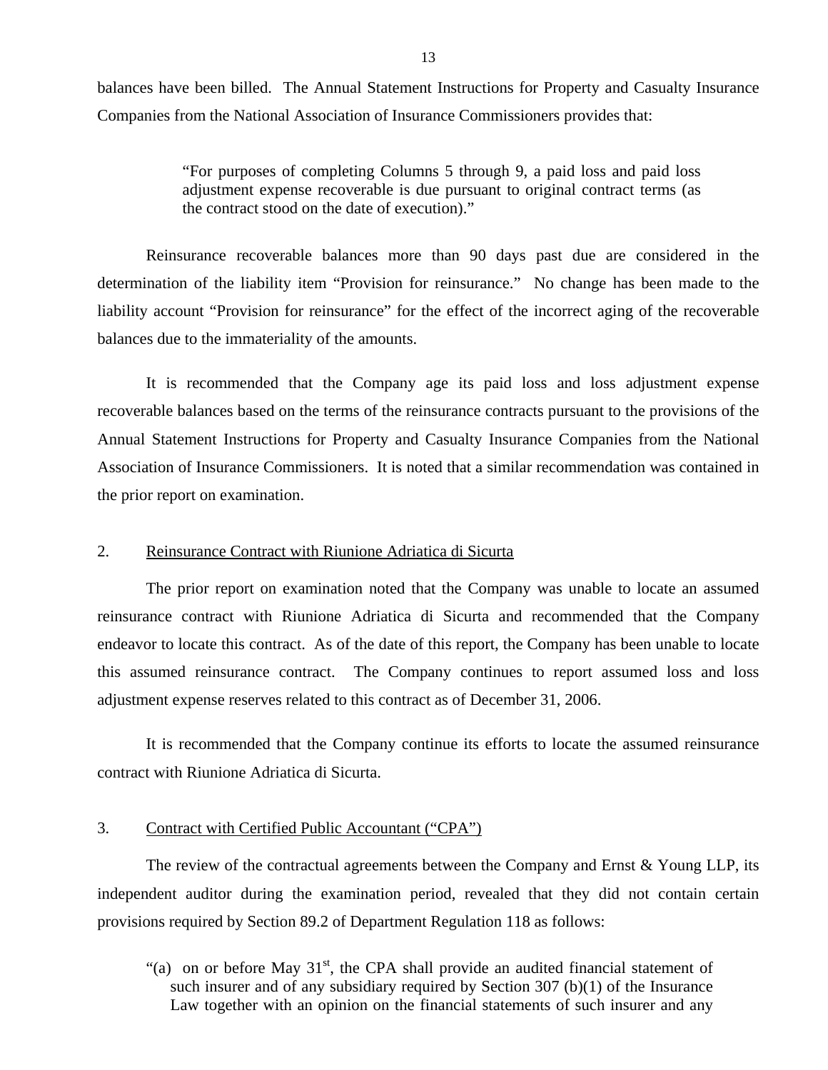balances have been billed. The Annual Statement Instructions for Property and Casualty Insurance Companies from the National Association of Insurance Commissioners provides that:

> "For purposes of completing Columns 5 through 9, a paid loss and paid loss adjustment expense recoverable is due pursuant to original contract terms (as the contract stood on the date of execution)."

Reinsurance recoverable balances more than 90 days past due are considered in the determination of the liability item "Provision for reinsurance." No change has been made to the liability account "Provision for reinsurance" for the effect of the incorrect aging of the recoverable balances due to the immateriality of the amounts.

It is recommended that the Company age its paid loss and loss adjustment expense recoverable balances based on the terms of the reinsurance contracts pursuant to the provisions of the Annual Statement Instructions for Property and Casualty Insurance Companies from the National Association of Insurance Commissioners. It is noted that a similar recommendation was contained in the prior report on examination.

2. Reinsurance Contract with Riunione Adriatica di Sicurta

The prior report on examination noted that the Company was unable to locate an assumed reinsurance contract with Riunione Adriatica di Sicurta and recommended that the Company endeavor to locate this contract. As of the date of this report, the Company has been unable to locate this assumed reinsurance contract. The Company continues to report assumed loss and loss adjustment expense reserves related to this contract as of December 31, 2006.

It is recommended that the Company continue its efforts to locate the assumed reinsurance contract with Riunione Adriatica di Sicurta.

3. Contract with Certified Public Accountant ("CPA")

The review of the contractual agreements between the Company and Ernst & Young LLP, its independent auditor during the examination period, revealed that they did not contain certain provisions required by Section 89.2 of Department Regulation 118 as follows:

"(a) on or before May 31st, the CPA shall provide an audited financial statement of such insurer and of any subsidiary required by Section 307 (b)(1) of the Insurance Law together with an opinion on the financial statements of such insurer and any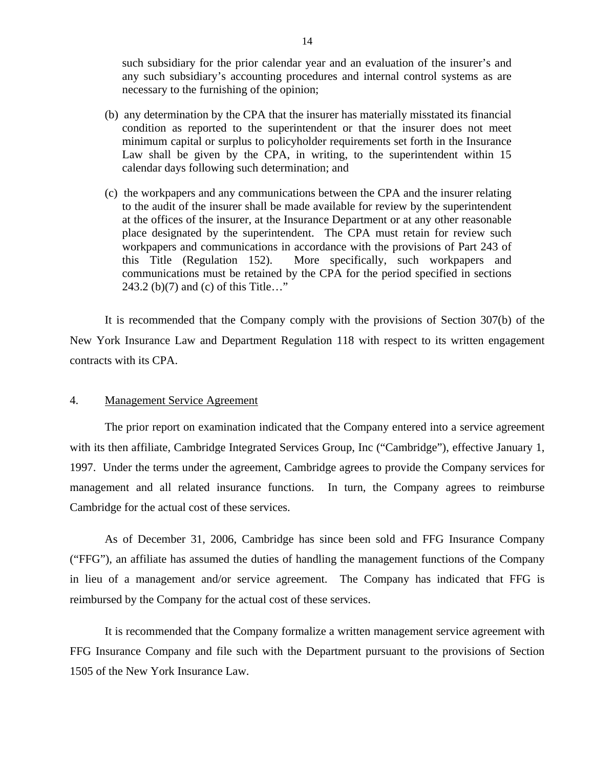such subsidiary for the prior calendar year and an evaluation of the insurer's and any such subsidiary's accounting procedures and internal control systems as are necessary to the furnishing of the opinion;

(b) any determination by the CPA that the insurer has materially misstated its financial condition as reported to the superintendent or that the insurer does not meet minimum capital or surplus to policyholder requirements set forth in the Insurance Law shall be given by the CPA, in writing, to the superintendent within 15 calendar days following such determination; and

(c) the workpapers and any communications between the CPA and the insurer relating to the audit of the insurer shall be made available for review by the superintendent at the offices of the insurer, at the Insurance Department or at any other reasonable place designated by the superintendent. The CPA must retain for review such workpapers and communications in accordance with the provisions of Part 243 of this Title (Regulation 152). More specifically, such workpapers and communications must be retained by the CPA for the period specified in sections 243.2 (b)(7) and (c) of this Title…"

It is recommended that the Company comply with the provisions of Section 307(b) of the New York Insurance Law and Department Regulation 118 with respect to its written engagement contracts with its CPA.

4. Management Service Agreement

The prior report on examination indicated that the Company entered into a service agreement with its then affiliate, Cambridge Integrated Services Group, Inc ("Cambridge"), effective January 1, 1997. Under the terms under the agreement, Cambridge agrees to provide the Company services for management and all related insurance functions. In turn, the Company agrees to reimburse Cambridge for the actual cost of these services.

As of December 31, 2006, Cambridge has since been sold and FFG Insurance Company ("FFG"), an affiliate has assumed the duties of handling the management functions of the Company in lieu of a management and/or service agreement. The Company has indicated that FFG is reimbursed by the Company for the actual cost of these services.

It is recommended that the Company formalize a written management service agreement with FFG Insurance Company and file such with the Department pursuant to the provisions of Section 1505 of the New York Insurance Law.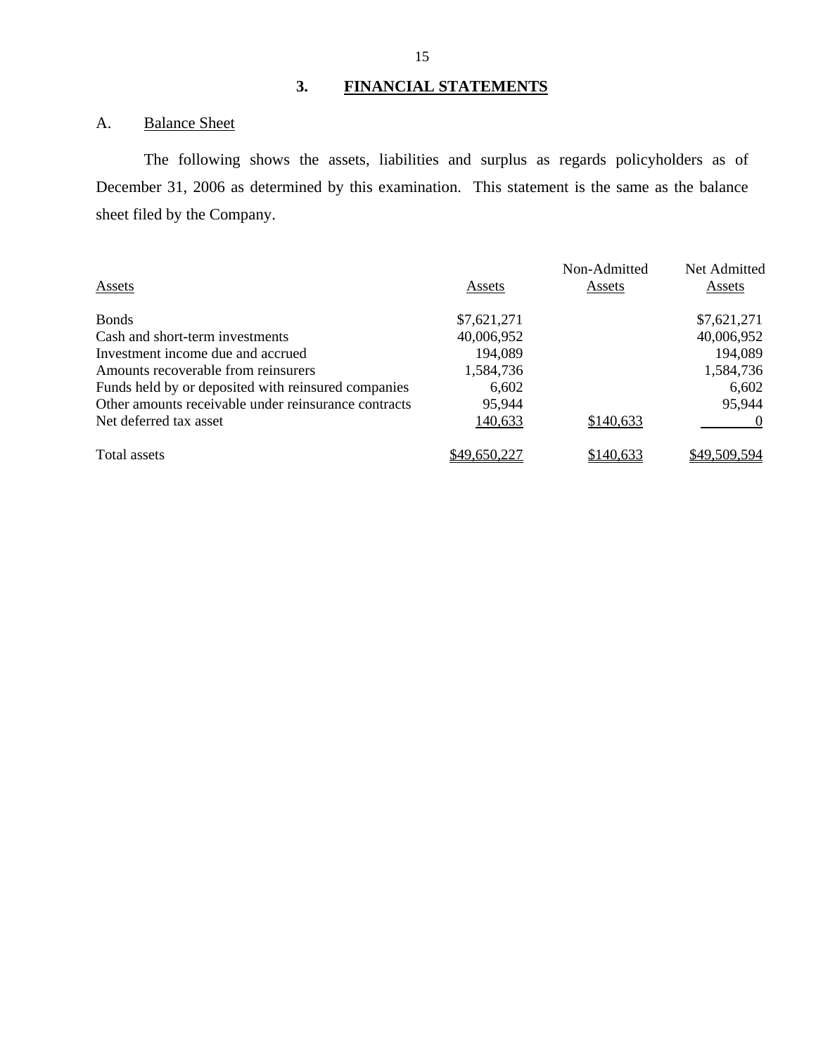## 3. FINANCIAL STATEMENTS

### A. Balance Sheet

The following shows the assets, liabilities and surplus as regards policyholders as of December 31, 2006 as determined by this examination. This statement is the same as the balance sheet filed by the Company.

| Assets | Assets | Non-Admitted Assets | Net Admitted Assets |
|---|---|---|---|
| Bonds | $7,621,271 | | $7,621,271 |
| Cash and short-term investments | 40,006,952 | | 40,006,952 |
| Investment income due and accrued | 194,089 | | 194,089 |
| Amounts recoverable from reinsurers | 1,584,736 | | 1,584,736 |
| Funds held by or deposited with reinsured companies | 6,602 | | 6,602 |
| Other amounts receivable under reinsurance contracts | 95,944 | | 95,944 |
| Net deferred tax asset | 140,633 | $140,633 | 0 |
| Total assets | $49,650,227 | $140,633 | $49,509,594 |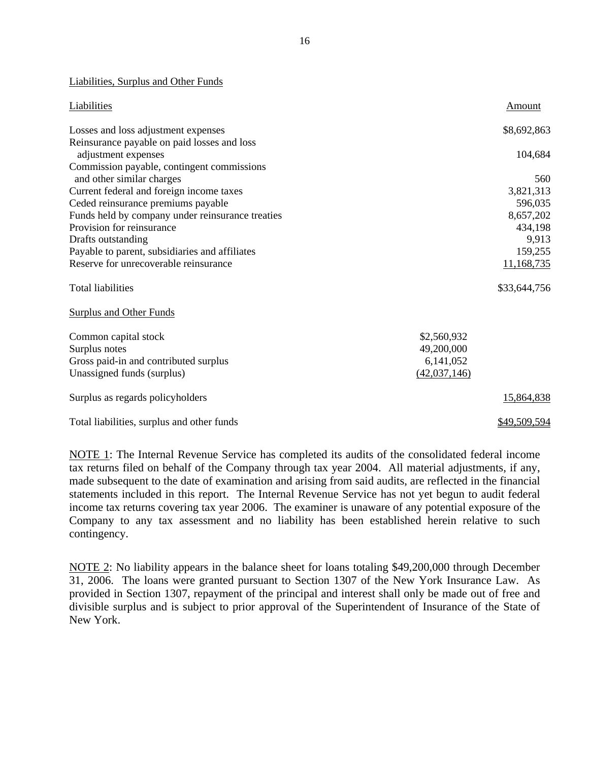Liabilities, Surplus and Other Funds

| Liabilities | | Amount |
|---|---|---|
| Losses and loss adjustment expenses | | $8,692,863 |
| Reinsurance payable on paid losses and loss adjustment expenses | | 104,684 |
| Commission payable, contingent commissions and other similar charges | | 560 |
| Current federal and foreign income taxes | | 3,821,313 |
| Ceded reinsurance premiums payable | | 596,035 |
| Funds held by company under reinsurance treaties | | 8,657,202 |
| Provision for reinsurance | | 434,198 |
| Drafts outstanding | | 9,913 |
| Payable to parent, subsidiaries and affiliates | | 159,255 |
| Reserve for unrecoverable reinsurance | | 11,168,735 |
| Total liabilities | | $33,644,756 |
| Surplus and Other Funds | | |
| Common capital stock | $2,560,932 | |
| Surplus notes | 49,200,000 | |
| Gross paid-in and contributed surplus | 6,141,052 | |
| Unassigned funds (surplus) | (42,037,146) | |
| Surplus as regards policyholders | | 15,864,838 |
| Total liabilities, surplus and other funds | | $49,509,594 |

NOTE 1: The Internal Revenue Service has completed its audits of the consolidated federal income tax returns filed on behalf of the Company through tax year 2004. All material adjustments, if any, made subsequent to the date of examination and arising from said audits, are reflected in the financial statements included in this report. The Internal Revenue Service has not yet begun to audit federal income tax returns covering tax year 2006. The examiner is unaware of any potential exposure of the Company to any tax assessment and no liability has been established herein relative to such contingency.

NOTE 2: No liability appears in the balance sheet for loans totaling $49,200,000 through December 31, 2006. The loans were granted pursuant to Section 1307 of the New York Insurance Law. As provided in Section 1307, repayment of the principal and interest shall only be made out of free and divisible surplus and is subject to prior approval of the Superintendent of Insurance of the State of New York.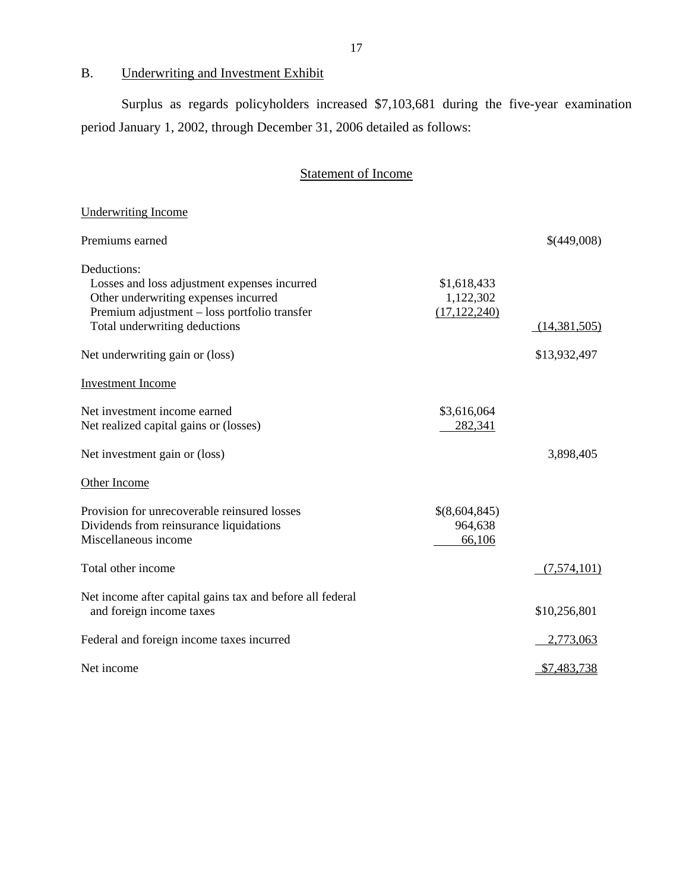## B. Underwriting and Investment Exhibit

Surplus as regards policyholders increased $7,103,681 during the five-year examination period January 1, 2002, through December 31, 2006 detailed as follows:

### Statement of Income

| | | |
|---|---|---|
| **Underwriting Income** | | |
| Premiums earned | | $(449,008) |
| Deductions: | | |
| Losses and loss adjustment expenses incurred | $1,618,433 | |
| Other underwriting expenses incurred | 1,122,302 | |
| Premium adjustment – loss portfolio transfer | (17,122,240) | |
| Total underwriting deductions | | (14,381,505) |
| Net underwriting gain or (loss) | | $13,932,497 |
| **Investment Income** | | |
| Net investment income earned | $3,616,064 | |
| Net realized capital gains or (losses) | 282,341 | |
| Net investment gain or (loss) | | 3,898,405 |
| **Other Income** | | |
| Provision for unrecoverable reinsured losses | $(8,604,845) | |
| Dividends from reinsurance liquidations | 964,638 | |
| Miscellaneous income | 66,106 | |
| Total other income | | (7,574,101) |
| Net income after capital gains tax and before all federal and foreign income taxes | | $10,256,801 |
| Federal and foreign income taxes incurred | | 2,773,063 |
| Net income | | $7,483,738 |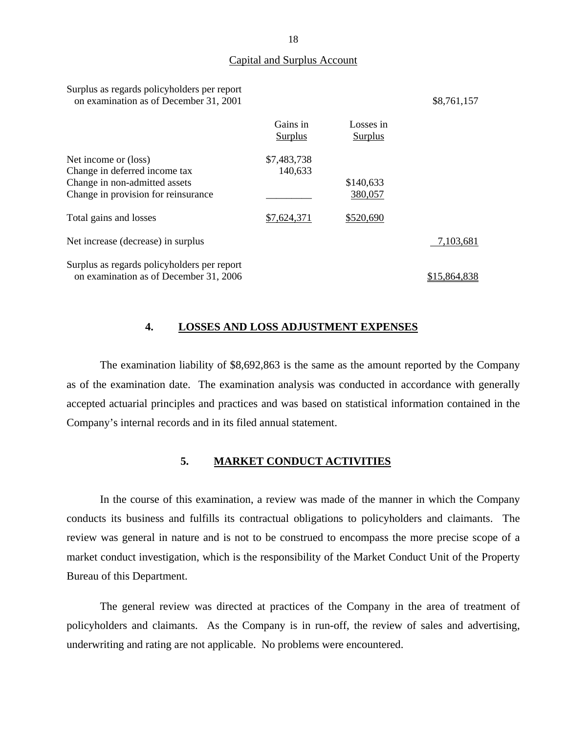Capital and Surplus Account

| | Gains in Surplus | Losses in Surplus | |
|---|---|---|---|
| Surplus as regards policyholders per report on examination as of December 31, 2001 | | | $8,761,157 |
| Net income or (loss) | $7,483,738 | | |
| Change in deferred income tax | 140,633 | | |
| Change in non-admitted assets | | $140,633 | |
| Change in provision for reinsurance | | 380,057 | |
| Total gains and losses | $7,624,371 | $520,690 | |
| Net increase (decrease) in surplus | | | 7,103,681 |
| Surplus as regards policyholders per report on examination as of December 31, 2006 | | | $15,864,838 |

## 4. LOSSES AND LOSS ADJUSTMENT EXPENSES

The examination liability of $8,692,863 is the same as the amount reported by the Company as of the examination date. The examination analysis was conducted in accordance with generally accepted actuarial principles and practices and was based on statistical information contained in the Company's internal records and in its filed annual statement.

## 5. MARKET CONDUCT ACTIVITIES

In the course of this examination, a review was made of the manner in which the Company conducts its business and fulfills its contractual obligations to policyholders and claimants. The review was general in nature and is not to be construed to encompass the more precise scope of a market conduct investigation, which is the responsibility of the Market Conduct Unit of the Property Bureau of this Department.

The general review was directed at practices of the Company in the area of treatment of policyholders and claimants. As the Company is in run-off, the review of sales and advertising, underwriting and rating are not applicable. No problems were encountered.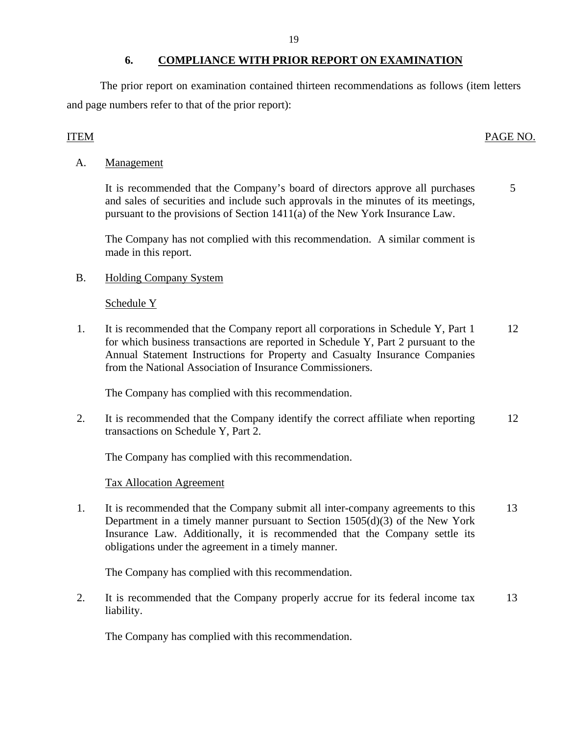## 6. COMPLIANCE WITH PRIOR REPORT ON EXAMINATION

The prior report on examination contained thirteen recommendations as follows (item letters and page numbers refer to that of the prior report):

| ITEM | | PAGE NO. |
|---|---|---|
| A. | Management | |
| | It is recommended that the Company's board of directors approve all purchases and sales of securities and include such approvals in the minutes of its meetings, pursuant to the provisions of Section 1411(a) of the New York Insurance Law. | 5 |
| | The Company has not complied with this recommendation. A similar comment is made in this report. | |
| B. | Holding Company System | |
| | Schedule Y | |
| 1. | It is recommended that the Company report all corporations in Schedule Y, Part 1 for which business transactions are reported in Schedule Y, Part 2 pursuant to the Annual Statement Instructions for Property and Casualty Insurance Companies from the National Association of Insurance Commissioners. | 12 |
| | The Company has complied with this recommendation. | |
| 2. | It is recommended that the Company identify the correct affiliate when reporting transactions on Schedule Y, Part 2. | 12 |
| | The Company has complied with this recommendation. | |
| | Tax Allocation Agreement | |
| 1. | It is recommended that the Company submit all inter-company agreements to this Department in a timely manner pursuant to Section 1505(d)(3) of the New York Insurance Law. Additionally, it is recommended that the Company settle its obligations under the agreement in a timely manner. | 13 |
| | The Company has complied with this recommendation. | |
| 2. | It is recommended that the Company properly accrue for its federal income tax liability. | 13 |
| | The Company has complied with this recommendation. | |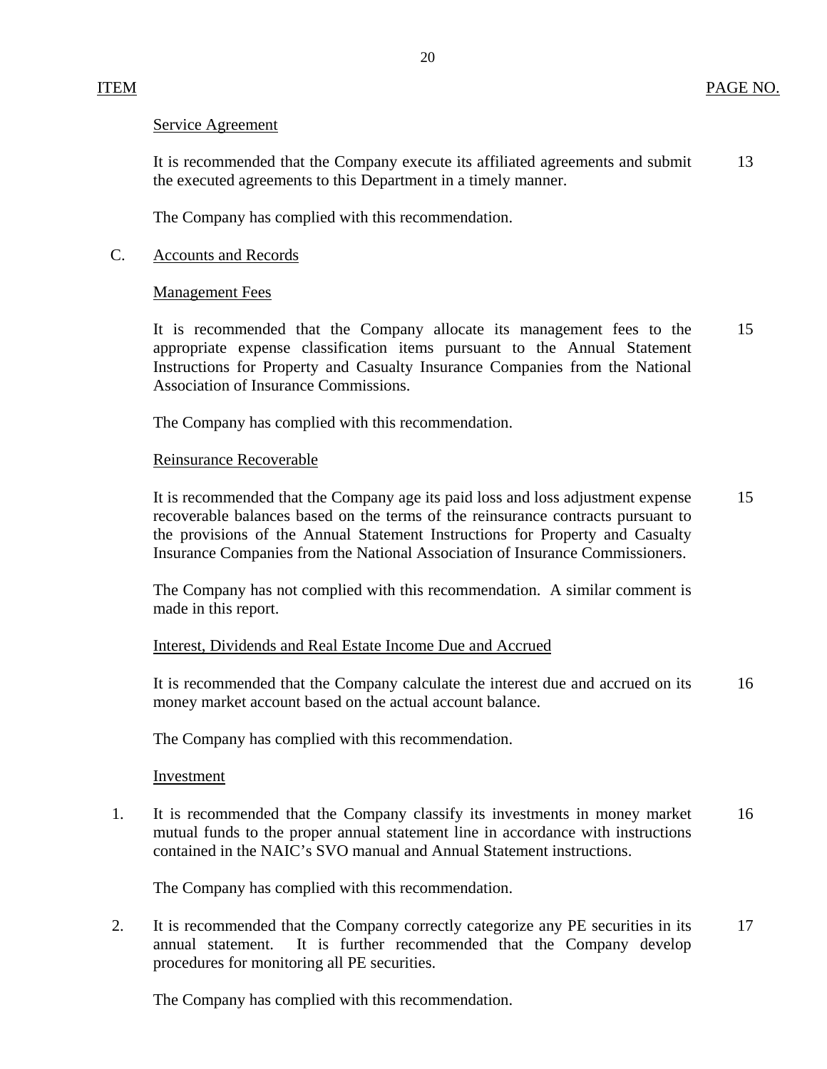ITEM PAGE NO.

Service Agreement

It is recommended that the Company execute its affiliated agreements and submit the executed agreements to this Department in a timely manner. 13

The Company has complied with this recommendation.

C. Accounts and Records

Management Fees

It is recommended that the Company allocate its management fees to the appropriate expense classification items pursuant to the Annual Statement Instructions for Property and Casualty Insurance Companies from the National Association of Insurance Commissions. 15

The Company has complied with this recommendation.

Reinsurance Recoverable

It is recommended that the Company age its paid loss and loss adjustment expense recoverable balances based on the terms of the reinsurance contracts pursuant to the provisions of the Annual Statement Instructions for Property and Casualty Insurance Companies from the National Association of Insurance Commissioners. 15

The Company has not complied with this recommendation. A similar comment is made in this report.

Interest, Dividends and Real Estate Income Due and Accrued

It is recommended that the Company calculate the interest due and accrued on its money market account based on the actual account balance. 16

The Company has complied with this recommendation.

Investment

1. It is recommended that the Company classify its investments in money market mutual funds to the proper annual statement line in accordance with instructions contained in the NAIC's SVO manual and Annual Statement instructions. 16

   The Company has complied with this recommendation.

2. It is recommended that the Company correctly categorize any PE securities in its annual statement. It is further recommended that the Company develop procedures for monitoring all PE securities. 17

   The Company has complied with this recommendation.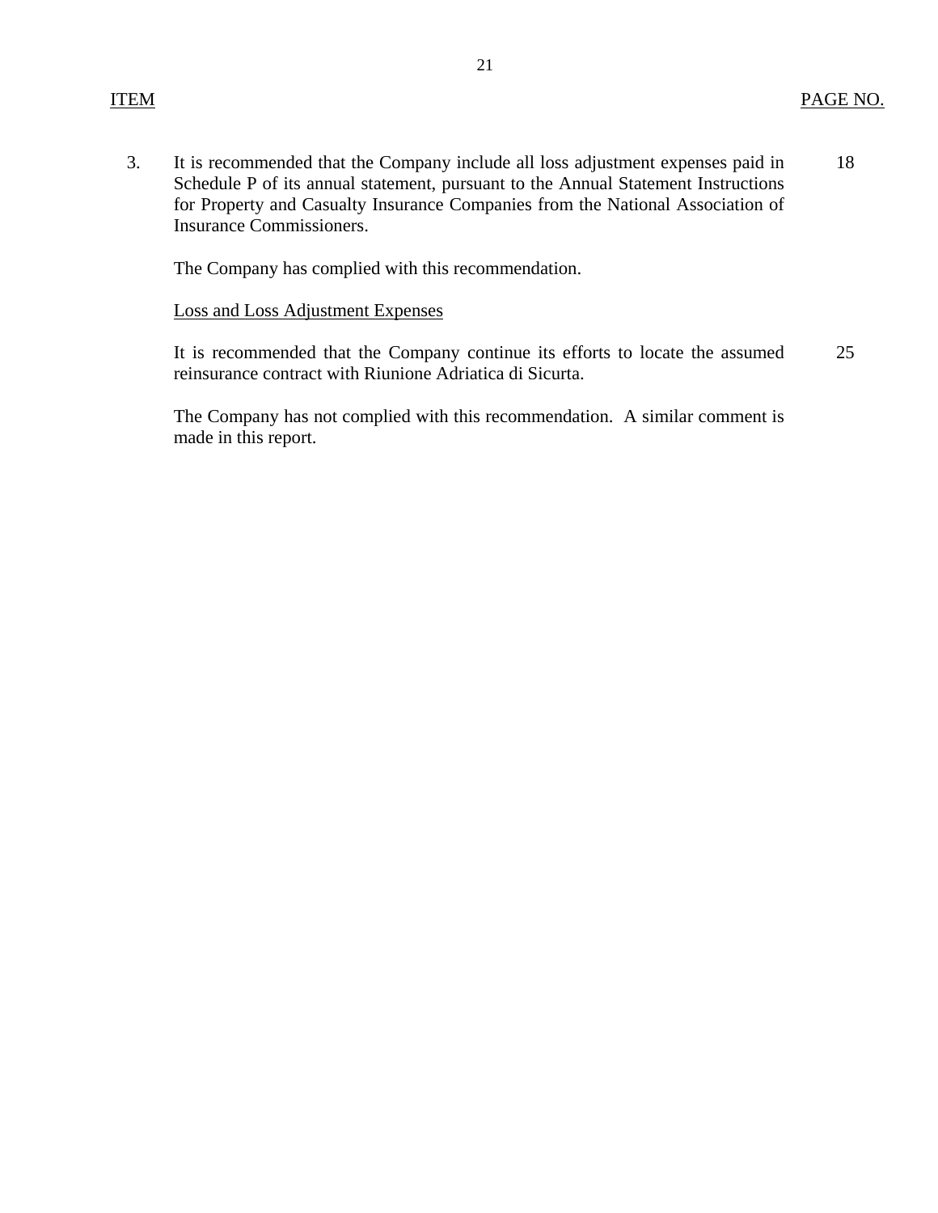| ITEM | | PAGE NO. |
|---|---|---|
| 3. | It is recommended that the Company include all loss adjustment expenses paid in Schedule P of its annual statement, pursuant to the Annual Statement Instructions for Property and Casualty Insurance Companies from the National Association of Insurance Commissioners. | 18 |
| | The Company has complied with this recommendation. | |
| | <u>Loss and Loss Adjustment Expenses</u> | |
| | It is recommended that the Company continue its efforts to locate the assumed reinsurance contract with Riunione Adriatica di Sicurta. | 25 |
| | The Company has not complied with this recommendation. A similar comment is made in this report. | |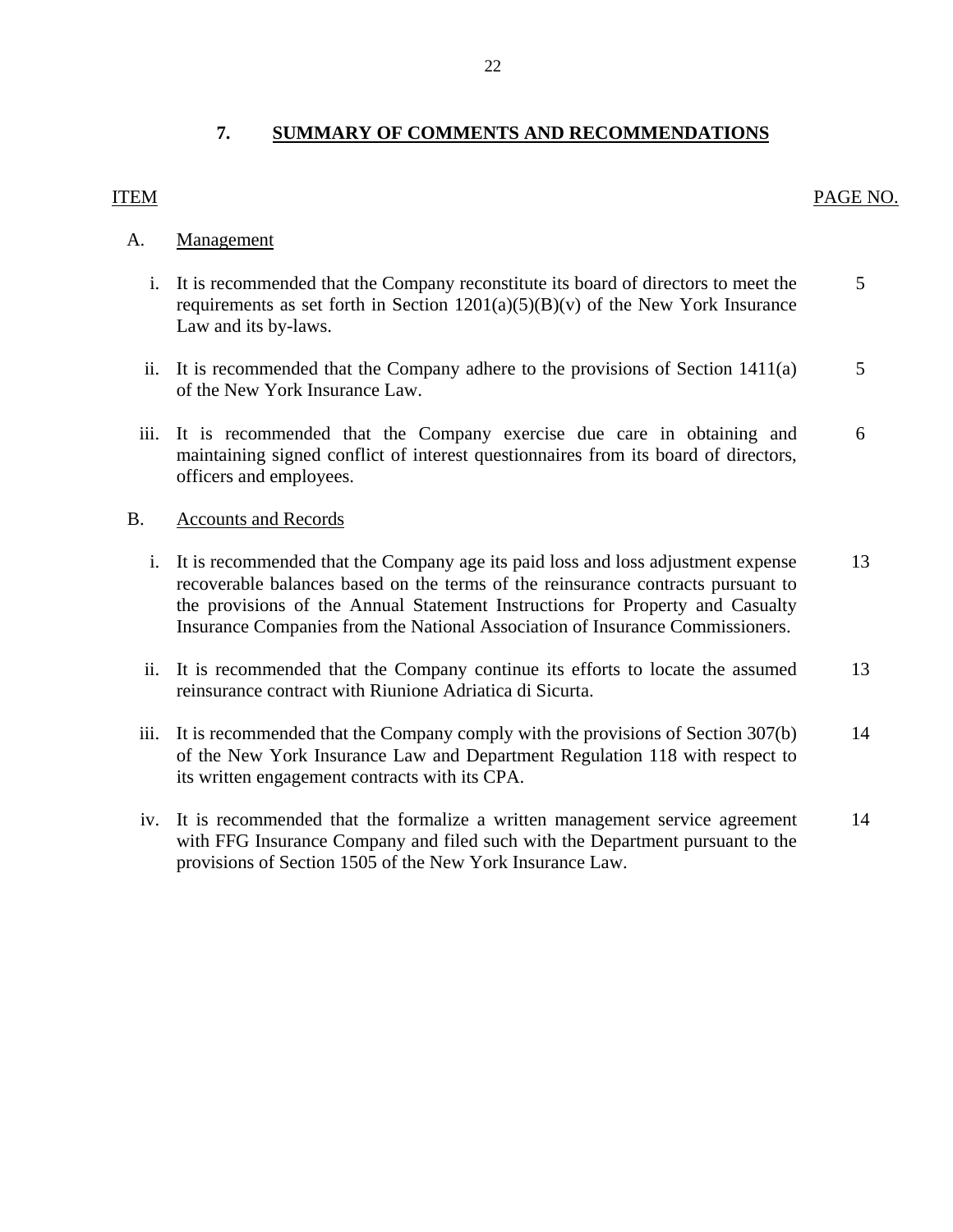## 7. SUMMARY OF COMMENTS AND RECOMMENDATIONS

| ITEM | | PAGE NO. |
|---|---|---|
| A. | Management | |
| i. | It is recommended that the Company reconstitute its board of directors to meet the requirements as set forth in Section 1201(a)(5)(B)(v) of the New York Insurance Law and its by-laws. | 5 |
| ii. | It is recommended that the Company adhere to the provisions of Section 1411(a) of the New York Insurance Law. | 5 |
| iii. | It is recommended that the Company exercise due care in obtaining and maintaining signed conflict of interest questionnaires from its board of directors, officers and employees. | 6 |
| B. | Accounts and Records | |
| i. | It is recommended that the Company age its paid loss and loss adjustment expense recoverable balances based on the terms of the reinsurance contracts pursuant to the provisions of the Annual Statement Instructions for Property and Casualty Insurance Companies from the National Association of Insurance Commissioners. | 13 |
| ii. | It is recommended that the Company continue its efforts to locate the assumed reinsurance contract with Riunione Adriatica di Sicurta. | 13 |
| iii. | It is recommended that the Company comply with the provisions of Section 307(b) of the New York Insurance Law and Department Regulation 118 with respect to its written engagement contracts with its CPA. | 14 |
| iv. | It is recommended that the formalize a written management service agreement with FFG Insurance Company and filed such with the Department pursuant to the provisions of Section 1505 of the New York Insurance Law. | 14 |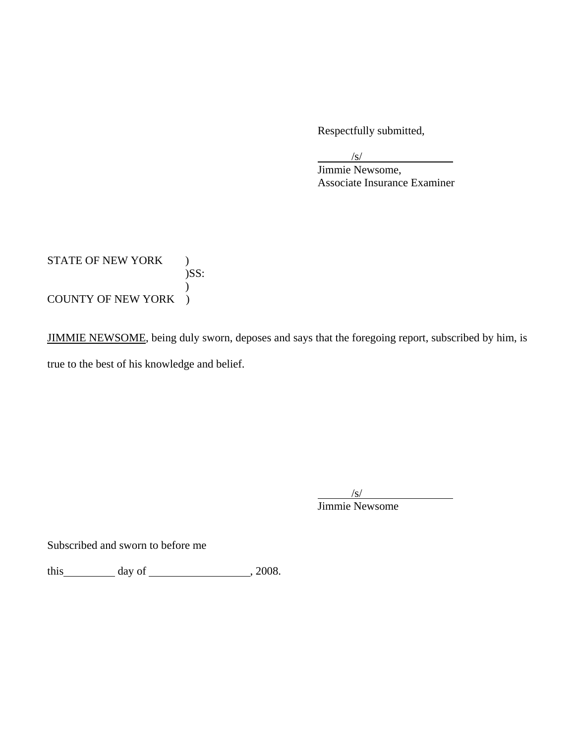Respectfully submitted,

/s/

Jimmie Newsome,
Associate Insurance Examiner

STATE OF NEW YORK )
)SS:
)
COUNTY OF NEW YORK )

JIMMIE NEWSOME, being duly sworn, deposes and says that the foregoing report, subscribed by him, is true to the best of his knowledge and belief.

/s/

Jimmie Newsome

Subscribed and sworn to before me

this __________ day of ____________________, 2008.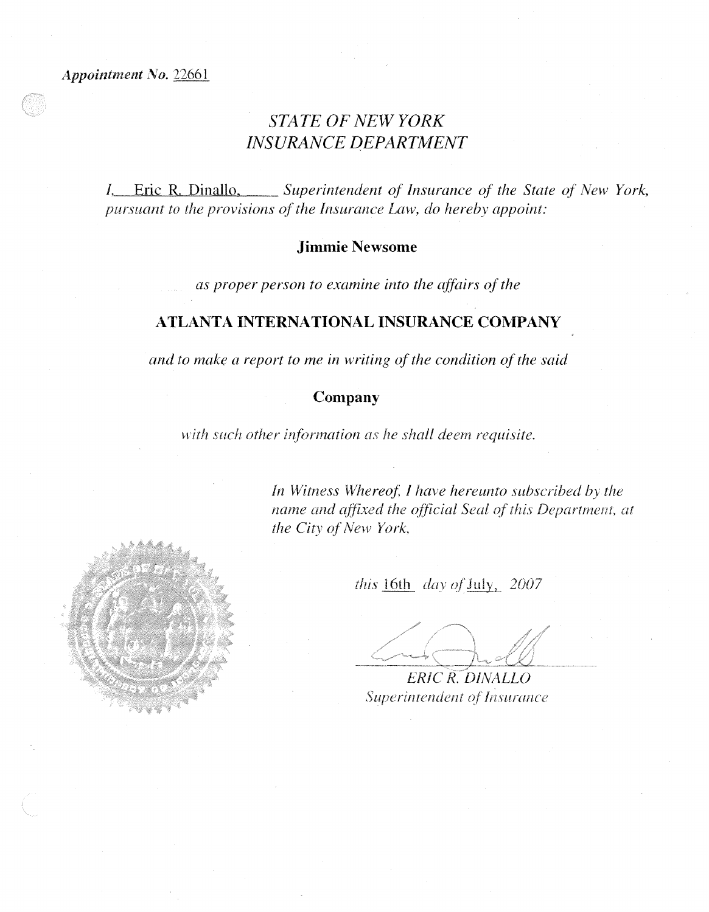*Appointment No.* 22661

## *STATE OF NEW YORK*
## *INSURANCE DEPARTMENT*

*I,* Eric R. Dinallo, *Superintendent of Insurance of the State of New York, pursuant to the provisions of the Insurance Law, do hereby appoint:*

**Jimmie Newsome**

*as proper person to examine into the affairs of the*

**ATLANTA INTERNATIONAL INSURANCE COMPANY**

*and to make a report to me in writing of the condition of the said*

**Company**

*with such other information as he shall deem requisite.*

*In Witness Whereof, I have hereunto subscribed by the name and affixed the official Seal of this Department, at the City of New York,*

*this* 16th *day of* July, *2007*

*ERIC R. DINALLO*
*Superintendent of Insurance*